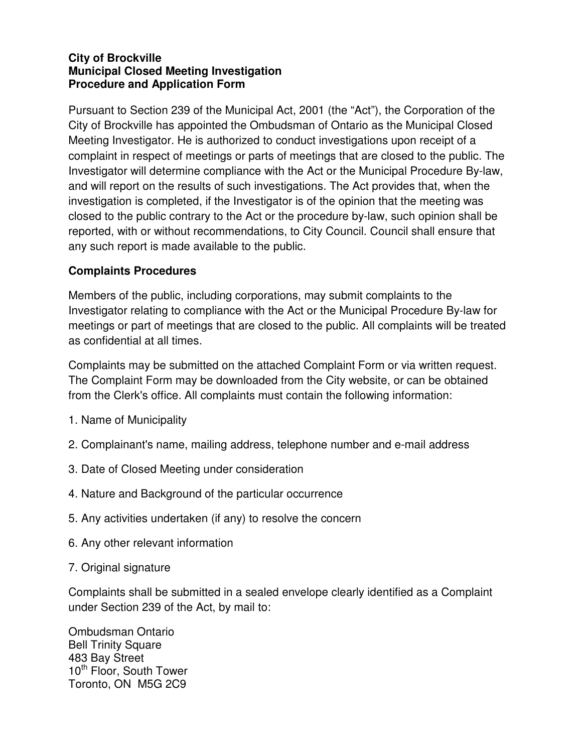**City of Brockville**
**Municipal Closed Meeting Investigation**
**Procedure and Application Form**

Pursuant to Section 239 of the Municipal Act, 2001 (the "Act"), the Corporation of the City of Brockville has appointed the Ombudsman of Ontario as the Municipal Closed Meeting Investigator. He is authorized to conduct investigations upon receipt of a complaint in respect of meetings or parts of meetings that are closed to the public. The Investigator will determine compliance with the Act or the Municipal Procedure By-law, and will report on the results of such investigations. The Act provides that, when the investigation is completed, if the Investigator is of the opinion that the meeting was closed to the public contrary to the Act or the procedure by-law, such opinion shall be reported, with or without recommendations, to City Council. Council shall ensure that any such report is made available to the public.

**Complaints Procedures**

Members of the public, including corporations, may submit complaints to the Investigator relating to compliance with the Act or the Municipal Procedure By-law for meetings or part of meetings that are closed to the public. All complaints will be treated as confidential at all times.

Complaints may be submitted on the attached Complaint Form or via written request. The Complaint Form may be downloaded from the City website, or can be obtained from the Clerk's office. All complaints must contain the following information:

1. Name of Municipality
2. Complainant's name, mailing address, telephone number and e-mail address
3. Date of Closed Meeting under consideration
4. Nature and Background of the particular occurrence
5. Any activities undertaken (if any) to resolve the concern
6. Any other relevant information
7. Original signature

Complaints shall be submitted in a sealed envelope clearly identified as a Complaint under Section 239 of the Act, by mail to:

Ombudsman Ontario
Bell Trinity Square
483 Bay Street
10th Floor, South Tower
Toronto, ON M5G 2C9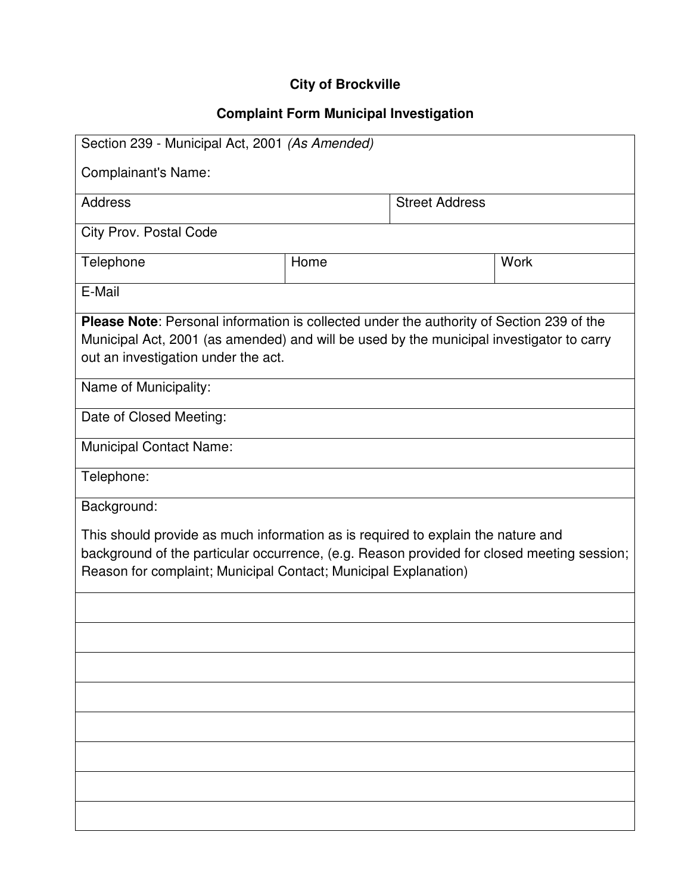**City of Brockville**

**Complaint Form Municipal Investigation**

| Section 239 - Municipal Act, 2001 *(As Amended)*<br><br>Complainant's Name: | | |
|---|---|---|
| Address | Street Address | |
| City Prov. Postal Code | | |
| Telephone | Home | Work |
| E-Mail | | |
| **Please Note**: Personal information is collected under the authority of Section 239 of the Municipal Act, 2001 (as amended) and will be used by the municipal investigator to carry out an investigation under the act. | | |
| Name of Municipality: | | |
| Date of Closed Meeting: | | |
| Municipal Contact Name: | | |
| Telephone: | | |
| Background:<br><br>This should provide as much information as is required to explain the nature and background of the particular occurrence, (e.g. Reason provided for closed meeting session; Reason for complaint; Municipal Contact; Municipal Explanation) | | |
| | | |
| | | |
| | | |
| | | |
| | | |
| | | |
| | | |
| | | |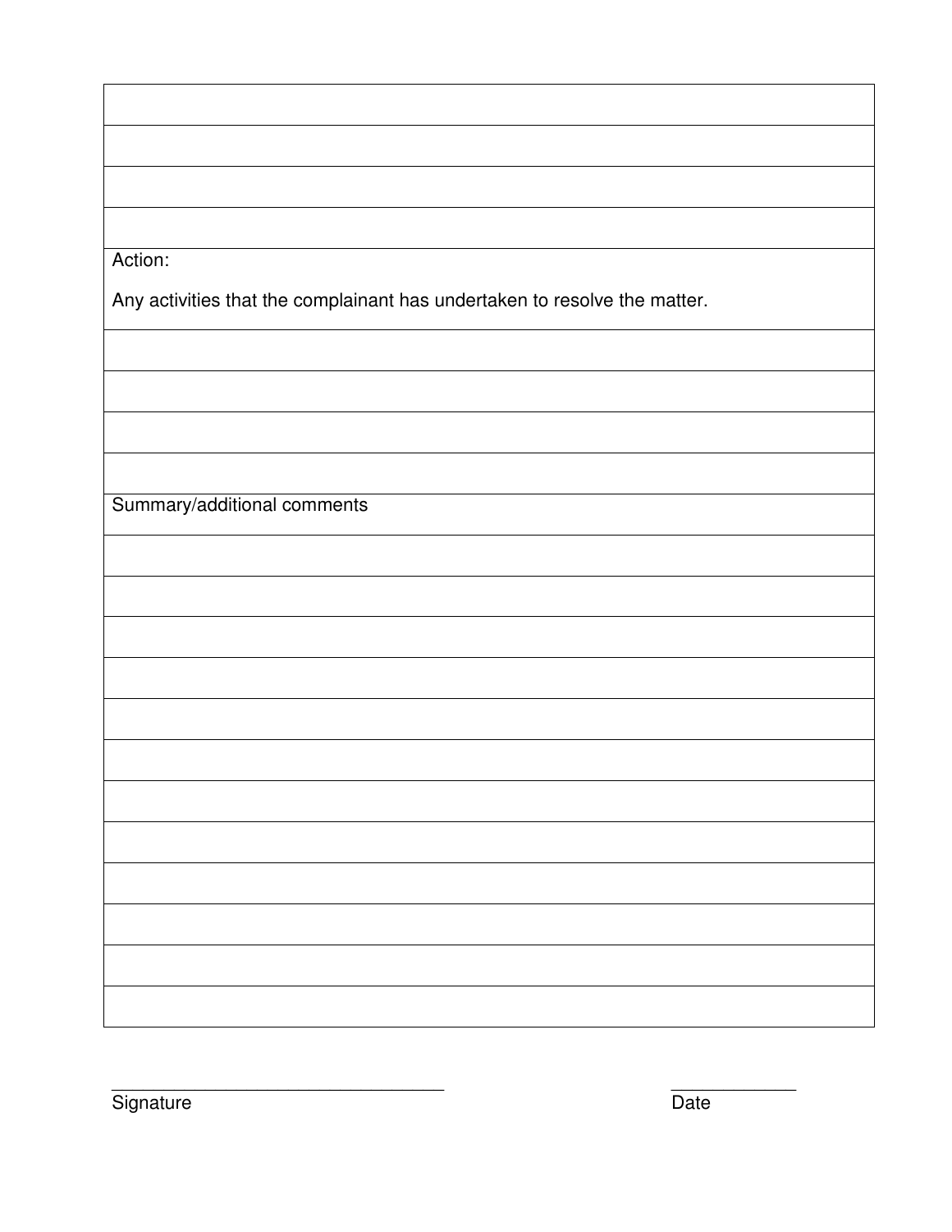| |
|---|
| |
| |
| |
| |
| Action:<br><br>Any activities that the complainant has undertaken to resolve the matter. |
| |
| |
| |
| |
| Summary/additional comments |
| |
| |
| |
| |
| |
| |
| |
| |
| |
| |
| |
| |

\_\_\_\_\_\_\_\_\_\_\_\_\_\_\_\_\_\_\_\_\_\_\_\_\_\_\_\_\_\_\_\_\_
Signature

\_\_\_\_\_\_\_\_\_\_\_\_\_
Date